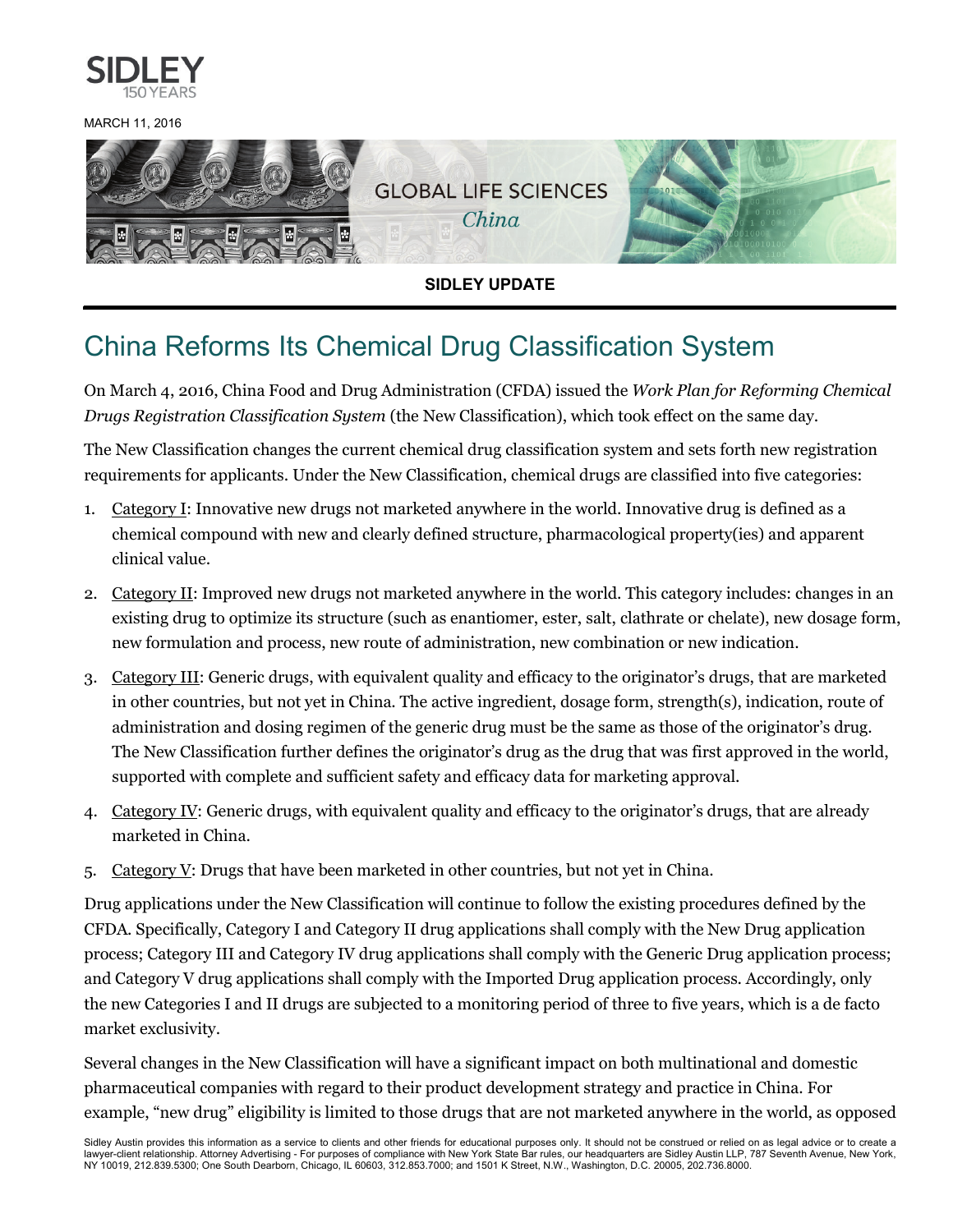SIDLEY
150 YEARS

MARCH 11, 2016

GLOBAL LIFE SCIENCES
*China*

**SIDLEY UPDATE**

# China Reforms Its Chemical Drug Classification System

On March 4, 2016, China Food and Drug Administration (CFDA) issued the *Work Plan for Reforming Chemical Drugs Registration Classification System* (the New Classification), which took effect on the same day.

The New Classification changes the current chemical drug classification system and sets forth new registration requirements for applicants. Under the New Classification, chemical drugs are classified into five categories:

1. Category I: Innovative new drugs not marketed anywhere in the world. Innovative drug is defined as a chemical compound with new and clearly defined structure, pharmacological property(ies) and apparent clinical value.
2. Category II: Improved new drugs not marketed anywhere in the world. This category includes: changes in an existing drug to optimize its structure (such as enantiomer, ester, salt, clathrate or chelate), new dosage form, new formulation and process, new route of administration, new combination or new indication.
3. Category III: Generic drugs, with equivalent quality and efficacy to the originator's drugs, that are marketed in other countries, but not yet in China. The active ingredient, dosage form, strength(s), indication, route of administration and dosing regimen of the generic drug must be the same as those of the originator's drug. The New Classification further defines the originator's drug as the drug that was first approved in the world, supported with complete and sufficient safety and efficacy data for marketing approval.
4. Category IV: Generic drugs, with equivalent quality and efficacy to the originator's drugs, that are already marketed in China.
5. Category V: Drugs that have been marketed in other countries, but not yet in China.

Drug applications under the New Classification will continue to follow the existing procedures defined by the CFDA. Specifically, Category I and Category II drug applications shall comply with the New Drug application process; Category III and Category IV drug applications shall comply with the Generic Drug application process; and Category V drug applications shall comply with the Imported Drug application process. Accordingly, only the new Categories I and II drugs are subjected to a monitoring period of three to five years, which is a de facto market exclusivity.

Several changes in the New Classification will have a significant impact on both multinational and domestic pharmaceutical companies with regard to their product development strategy and practice in China. For example, "new drug" eligibility is limited to those drugs that are not marketed anywhere in the world, as opposed

Sidley Austin provides this information as a service to clients and other friends for educational purposes only. It should not be construed or relied on as legal advice or to create a lawyer-client relationship. Attorney Advertising - For purposes of compliance with New York State Bar rules, our headquarters are Sidley Austin LLP, 787 Seventh Avenue, New York, NY 10019, 212.839.5300; One South Dearborn, Chicago, IL 60603, 312.853.7000; and 1501 K Street, N.W., Washington, D.C. 20005, 202.736.8000.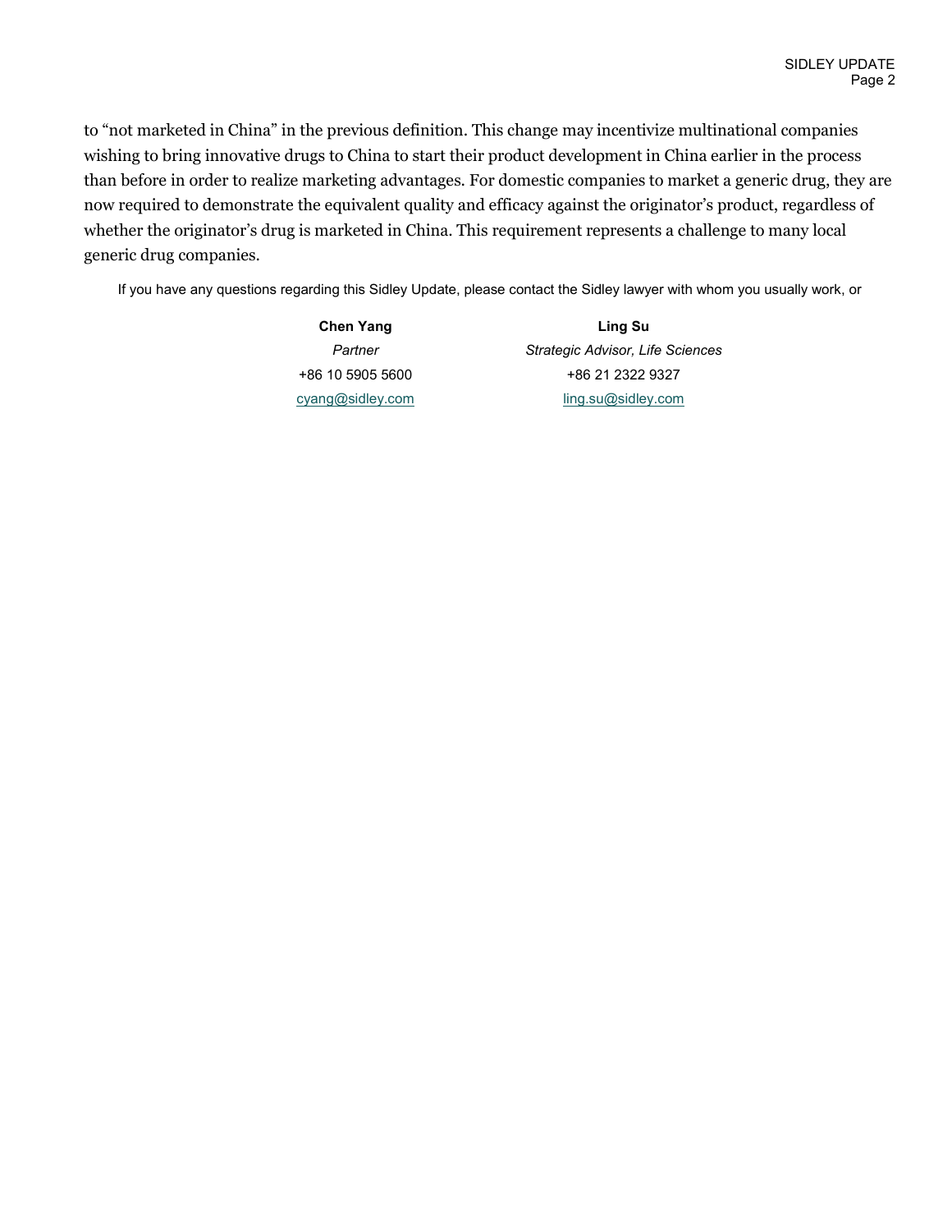to "not marketed in China" in the previous definition. This change may incentivize multinational companies wishing to bring innovative drugs to China to start their product development in China earlier in the process than before in order to realize marketing advantages. For domestic companies to market a generic drug, they are now required to demonstrate the equivalent quality and efficacy against the originator's product, regardless of whether the originator's drug is marketed in China. This requirement represents a challenge to many local generic drug companies.

If you have any questions regarding this Sidley Update, please contact the Sidley lawyer with whom you usually work, or

| Chen Yang | Ling Su |
|---|---|
| *Partner* | *Strategic Advisor, Life Sciences* |
| +86 10 5905 5600 | +86 21 2322 9327 |
| cyang@sidley.com | ling.su@sidley.com |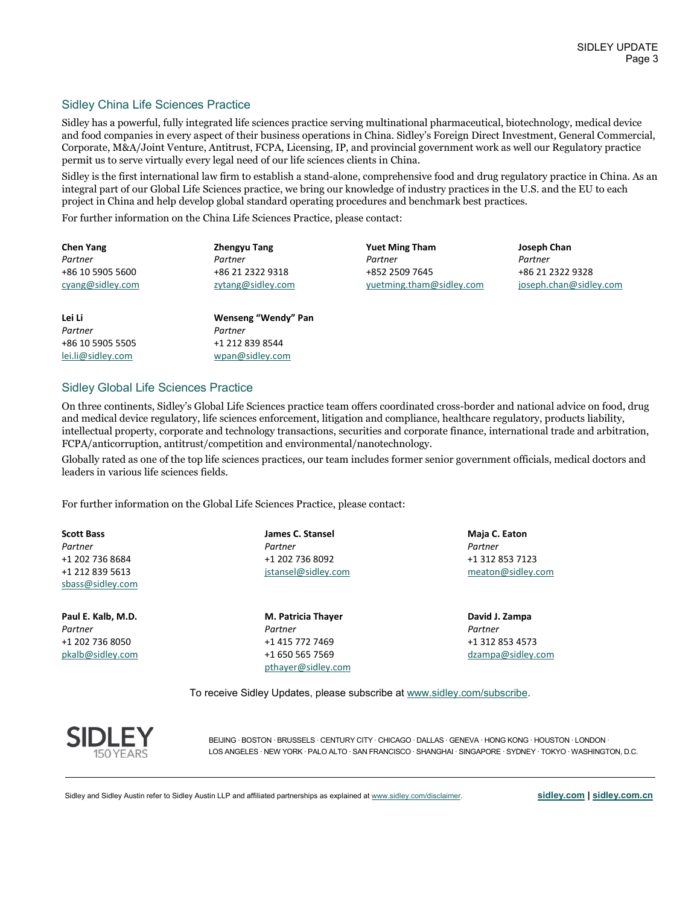## Sidley China Life Sciences Practice

Sidley has a powerful, fully integrated life sciences practice serving multinational pharmaceutical, biotechnology, medical device and food companies in every aspect of their business operations in China. Sidley's Foreign Direct Investment, General Commercial, Corporate, M&A/Joint Venture, Antitrust, FCPA, Licensing, IP, and provincial government work as well our Regulatory practice permit us to serve virtually every legal need of our life sciences clients in China.

Sidley is the first international law firm to establish a stand-alone, comprehensive food and drug regulatory practice in China. As an integral part of our Global Life Sciences practice, we bring our knowledge of industry practices in the U.S. and the EU to each project in China and help develop global standard operating procedures and benchmark best practices.

For further information on the China Life Sciences Practice, please contact:

**Chen Yang**
*Partner*
+86 10 5905 5600
cyang@sidley.com

**Zhengyu Tang**
*Partner*
+86 21 2322 9318
zytang@sidley.com

**Yuet Ming Tham**
*Partner*
+852 2509 7645
yuetming.tham@sidley.com

**Joseph Chan**
*Partner*
+86 21 2322 9328
joseph.chan@sidley.com

**Lei Li**
*Partner*
+86 10 5905 5505
lei.li@sidley.com

**Wenseng "Wendy" Pan**
*Partner*
+1 212 839 8544
wpan@sidley.com

## Sidley Global Life Sciences Practice

On three continents, Sidley's Global Life Sciences practice team offers coordinated cross-border and national advice on food, drug and medical device regulatory, life sciences enforcement, litigation and compliance, healthcare regulatory, products liability, intellectual property, corporate and technology transactions, securities and corporate finance, international trade and arbitration, FCPA/anticorruption, antitrust/competition and environmental/nanotechnology.

Globally rated as one of the top life sciences practices, our team includes former senior government officials, medical doctors and leaders in various life sciences fields.

For further information on the Global Life Sciences Practice, please contact:

**Scott Bass**
*Partner*
+1 202 736 8684
+1 212 839 5613
sbass@sidley.com

**James C. Stansel**
*Partner*
+1 202 736 8092
jstansel@sidley.com

**Maja C. Eaton**
*Partner*
+1 312 853 7123
meaton@sidley.com

**Paul E. Kalb, M.D.**
*Partner*
+1 202 736 8050
pkalb@sidley.com

**M. Patricia Thayer**
*Partner*
+1 415 772 7469
+1 650 565 7569
pthayer@sidley.com

**David J. Zampa**
*Partner*
+1 312 853 4573
dzampa@sidley.com

To receive Sidley Updates, please subscribe at www.sidley.com/subscribe.

SIDLEY 150 YEARS

BEIJING · BOSTON · BRUSSELS · CENTURY CITY · CHICAGO · DALLAS · GENEVA · HONG KONG · HOUSTON · LONDON · LOS ANGELES · NEW YORK · PALO ALTO · SAN FRANCISCO · SHANGHAI · SINGAPORE · SYDNEY · TOKYO · WASHINGTON, D.C.

Sidley and Sidley Austin refer to Sidley Austin LLP and affiliated partnerships as explained at www.sidley.com/disclaimer.

**sidley.com | sidley.com.cn**